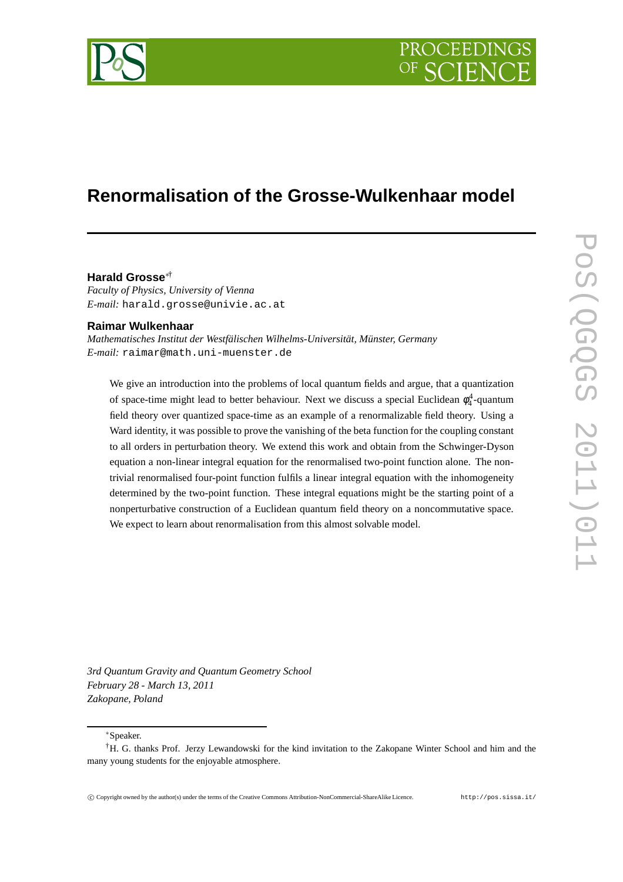# Renormalisation of the Grosse-Wulkenhaar model

**Harald Grosse**[∗†]
*Faculty of Physics, University of Vienna*
*E-mail:* harald.grosse@univie.ac.at

**Raimar Wulkenhaar**
*Mathematisches Institut der Westfälischen Wilhelms-Universität, Münster, Germany*
*E-mail:* raimar@math.uni-muenster.de

We give an introduction into the problems of local quantum fields and argue, that a quantization of space-time might lead to better behaviour. Next we discuss a special Euclidean $\phi_4^4$-quantum field theory over quantized space-time as an example of a renormalizable field theory. Using a Ward identity, it was possible to prove the vanishing of the beta function for the coupling constant to all orders in perturbation theory. We extend this work and obtain from the Schwinger-Dyson equation a non-linear integral equation for the renormalised two-point function alone. The non-trivial renormalised four-point function fulfils a linear integral equation with the inhomogeneity determined by the two-point function. These integral equations might be the starting point of a nonperturbative construction of a Euclidean quantum field theory on a noncommutative space. We expect to learn about renormalisation from this almost solvable model.

*3rd Quantum Gravity and Quantum Geometry School*
*February 28 - March 13, 2011*
*Zakopane, Poland*

[∗]Speaker.

[†]H. G. thanks Prof. Jerzy Lewandowski for the kind invitation to the Zakopane Winter School and him and the many young students for the enjoyable atmosphere.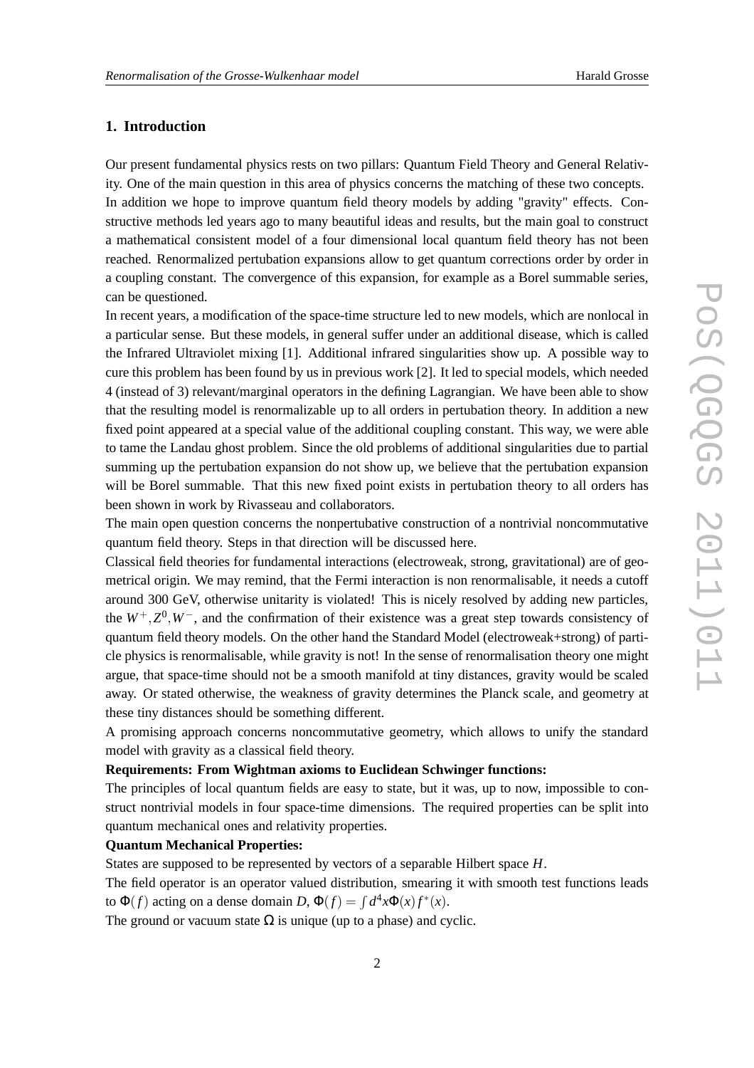## 1. Introduction

Our present fundamental physics rests on two pillars: Quantum Field Theory and General Relativity. One of the main question in this area of physics concerns the matching of these two concepts. In addition we hope to improve quantum field theory models by adding "gravity" effects. Constructive methods led years ago to many beautiful ideas and results, but the main goal to construct a mathematical consistent model of a four dimensional local quantum field theory has not been reached. Renormalized pertubation expansions allow to get quantum corrections order by order in a coupling constant. The convergence of this expansion, for example as a Borel summable series, can be questioned.

In recent years, a modification of the space-time structure led to new models, which are nonlocal in a particular sense. But these models, in general suffer under an additional disease, which is called the Infrared Ultraviolet mixing [1]. Additional infrared singularities show up. A possible way to cure this problem has been found by us in previous work [2]. It led to special models, which needed 4 (instead of 3) relevant/marginal operators in the defining Lagrangian. We have been able to show that the resulting model is renormalizable up to all orders in pertubation theory. In addition a new fixed point appeared at a special value of the additional coupling constant. This way, we were able to tame the Landau ghost problem. Since the old problems of additional singularities due to partial summing up the pertubation expansion do not show up, we believe that the pertubation expansion will be Borel summable. That this new fixed point exists in pertubation theory to all orders has been shown in work by Rivasseau and collaborators.

The main open question concerns the nonpertubative construction of a nontrivial noncommutative quantum field theory. Steps in that direction will be discussed here.

Classical field theories for fundamental interactions (electroweak, strong, gravitational) are of geometrical origin. We may remind, that the Fermi interaction is non renormalisable, it needs a cutoff around 300 GeV, otherwise unitarity is violated! This is nicely resolved by adding new particles, the $W^+, Z^0, W^-$, and the confirmation of their existence was a great step towards consistency of quantum field theory models. On the other hand the Standard Model (electroweak+strong) of particle physics is renormalisable, while gravity is not! In the sense of renormalisation theory one might argue, that space-time should not be a smooth manifold at tiny distances, gravity would be scaled away. Or stated otherwise, the weakness of gravity determines the Planck scale, and geometry at these tiny distances should be something different.

A promising approach concerns noncommutative geometry, which allows to unify the standard model with gravity as a classical field theory.

**Requirements: From Wightman axioms to Euclidean Schwinger functions:**

The principles of local quantum fields are easy to state, but it was, up to now, impossible to construct nontrivial models in four space-time dimensions. The required properties can be split into quantum mechanical ones and relativity properties.

**Quantum Mechanical Properties:**

States are supposed to be represented by vectors of a separable Hilbert space $H$.

The field operator is an operator valued distribution, smearing it with smooth test functions leads to $\Phi(f)$ acting on a dense domain $D$, $\Phi(f) = \int d^4x \Phi(x) f^*(x)$.

The ground or vacuum state $\Omega$ is unique (up to a phase) and cyclic.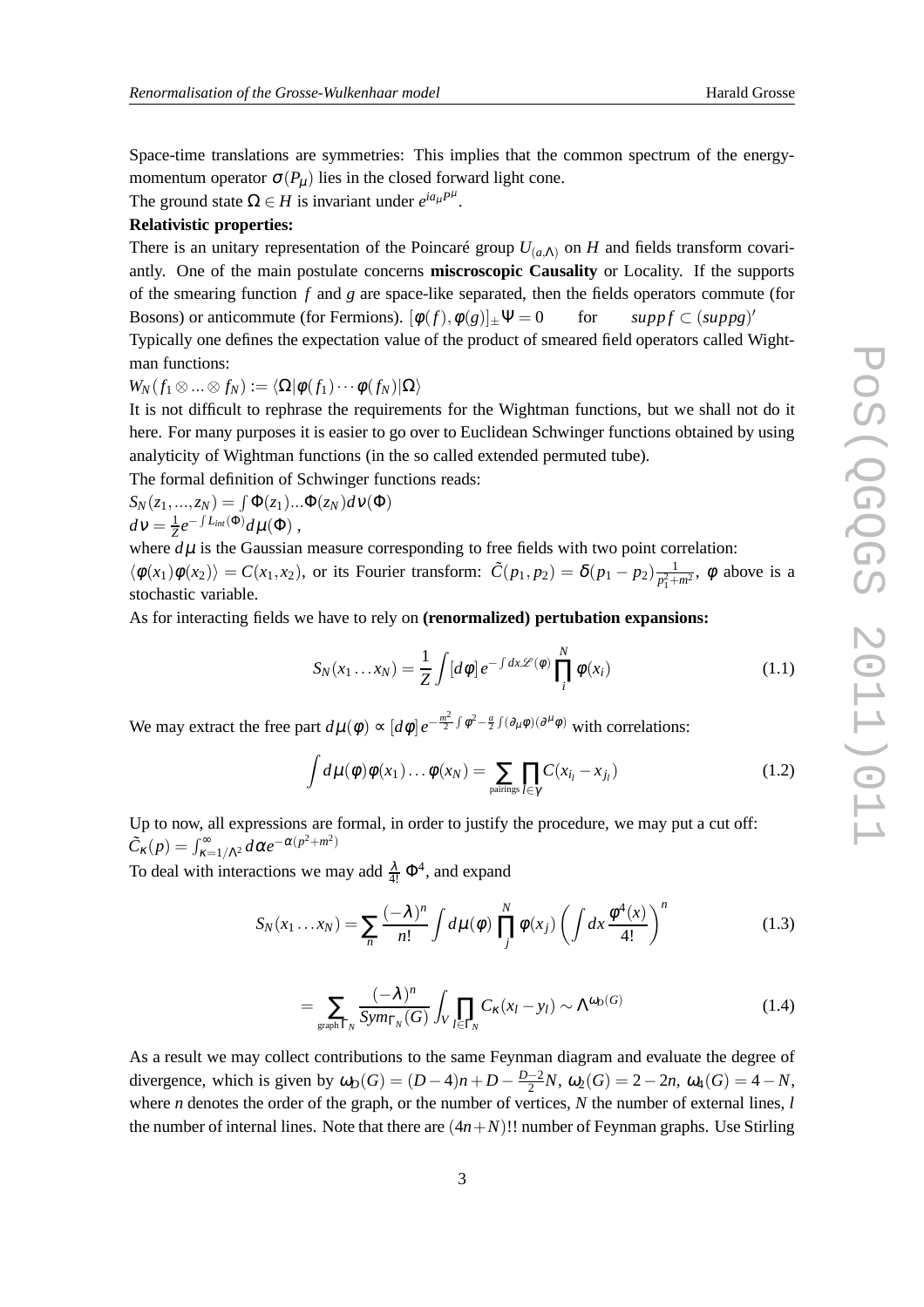Space-time translations are symmetries: This implies that the common spectrum of the energy-momentum operator $\sigma(P_\mu)$ lies in the closed forward light cone.

The ground state $\Omega \in H$ is invariant under $e^{ia_\mu P^\mu}$.

**Relativistic properties:**

There is an unitary representation of the Poincaré group $U_{(a,\Lambda)}$ on $H$ and fields transform covariantly. One of the main postulate concerns **miscroscopic Causality** or Locality. If the supports of the smearing function $f$ and $g$ are space-like separated, then the fields operators commute (for Bosons) or anticommute (for Fermions). $[\phi(f),\phi(g)]_\pm \Psi = 0 \qquad \text{for} \qquad supp f \subset (supp g)'$

Typically one defines the expectation value of the product of smeared field operators called Wightman functions:

$W_N(f_1 \otimes ... \otimes f_N) := \langle \Omega | \phi(f_1) \cdots \phi(f_N) | \Omega \rangle$

It is not difficult to rephrase the requirements for the Wightman functions, but we shall not do it here. For many purposes it is easier to go over to Euclidean Schwinger functions obtained by using analyticity of Wightman functions (in the so called extended permuted tube).

The formal definition of Schwinger functions reads:

$S_N(z_1,...,z_N) = \int \Phi(z_1)...\Phi(z_N) d\nu(\Phi)$

$d\nu = \frac{1}{Z} e^{-\int L_{int}(\Phi)} d\mu(\Phi)$ ,

where $d\mu$ is the Gaussian measure corresponding to free fields with two point correlation:

$\langle \phi(x_1)\phi(x_2)\rangle = C(x_1,x_2)$, or its Fourier transform: $\tilde{C}(p_1,p_2) = \delta(p_1-p_2)\frac{1}{p_1^2+m^2}$, $\phi$ above is a stochastic variable.

As for interacting fields we have to rely on **(renormalized) pertubation expansions:**

$$S_N(x_1 \dots x_N) = \frac{1}{Z} \int [d\phi]\, e^{-\int dx \mathscr{L}(\phi)} \prod_i^N \phi(x_i) \tag{1.1}$$

We may extract the free part $d\mu(\phi) \propto [d\phi]\, e^{-\frac{m^2}{2}\int \phi^2 - \frac{a}{2}\int (\partial_\mu \phi)(\partial^\mu \phi)}$ with correlations:

$$\int d\mu(\phi)\phi(x_1)\dots\phi(x_N) = \sum_{\text{pairings}} \prod_{l \in \gamma} C(x_{i_l} - x_{j_l}) \tag{1.2}$$

Up to now, all expressions are formal, in order to justify the procedure, we may put a cut off: $\tilde{C}_\kappa(p) = \int_{\kappa=1/\Lambda^2}^{\infty} d\alpha e^{-\alpha(p^2+m^2)}$

To deal with interactions we may add $\frac{\lambda}{4!}\Phi^4$, and expand

$$S_N(x_1 \dots x_N) = \sum_n \frac{(-\lambda)^n}{n!} \int d\mu(\phi) \prod_j^N \phi(x_j) \left( \int dx \frac{\phi^4(x)}{4!} \right)^n \tag{1.3}$$

$$= \sum_{\text{graph}\,\Gamma_N} \frac{(-\lambda)^n}{Sym_{\Gamma_N}(G)} \int_V \prod_{l \in \Gamma_N} C_\kappa(x_l - y_l) \sim \Lambda^{\omega_D(G)} \tag{1.4}$$

As a result we may collect contributions to the same Feynman diagram and evaluate the degree of divergence, which is given by $\omega_D(G) = (D-4)n + D - \frac{D-2}{2}N$, $\omega_2(G) = 2-2n$, $\omega_4(G) = 4-N$, where $n$ denotes the order of the graph, or the number of vertices, $N$ the number of external lines, $l$ the number of internal lines. Note that there are $(4n+N)!!$ number of Feynman graphs. Use Stirling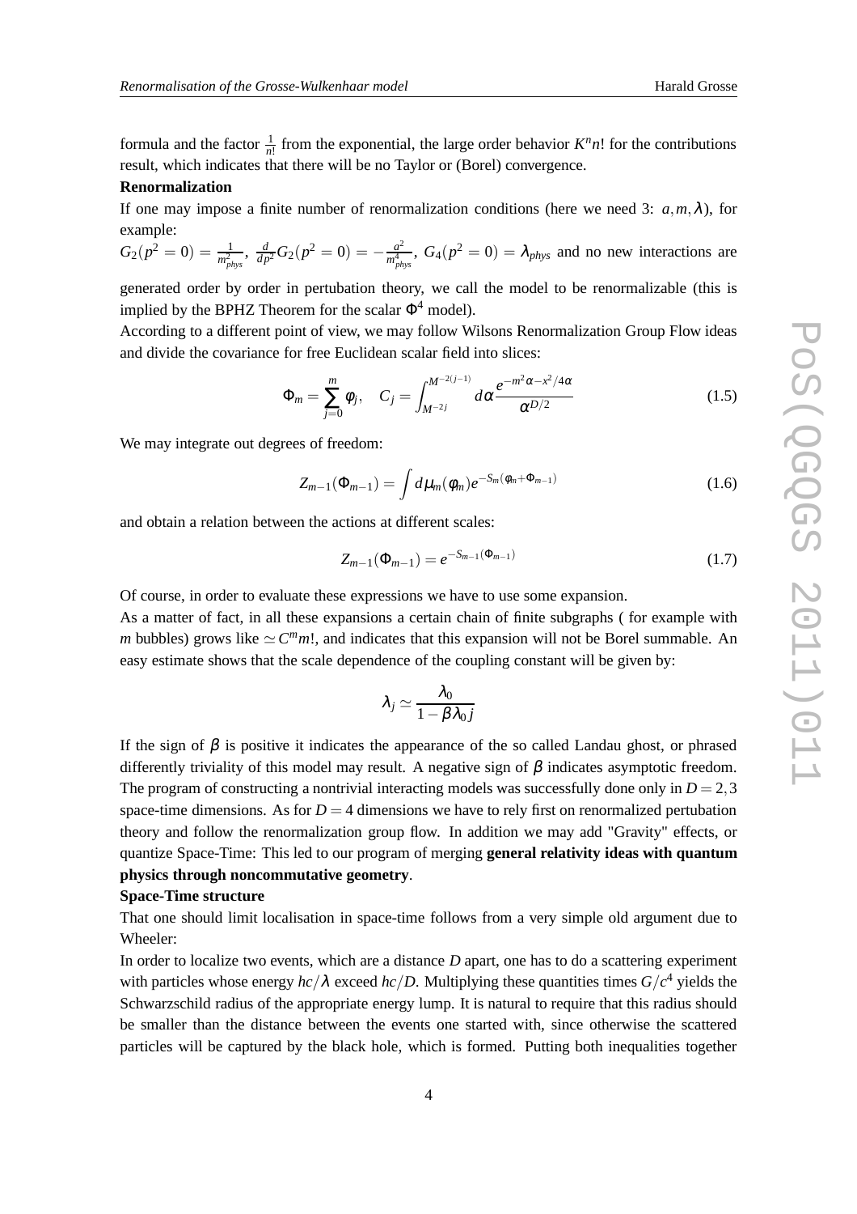formula and the factor $\frac{1}{n!}$ from the exponential, the large order behavior $K^n n!$ for the contributions result, which indicates that there will be no Taylor or (Borel) convergence.

**Renormalization**

If one may impose a finite number of renormalization conditions (here we need 3: $a, m, \lambda$), for example:

$G_2(p^2 = 0) = \frac{1}{m^2_{phys}}$, $\frac{d}{dp^2}G_2(p^2 = 0) = -\frac{a^2}{m^4_{phys}}$, $G_4(p^2 = 0) = \lambda_{phys}$ and no new interactions are generated order by order in pertubation theory, we call the model to be renormalizable (this is implied by the BPHZ Theorem for the scalar $\Phi^4$ model).

According to a different point of view, we may follow Wilsons Renormalization Group Flow ideas and divide the covariance for free Euclidean scalar field into slices:

$$\Phi_m = \sum_{j=0}^{m} \varphi_j, \quad C_j = \int_{M^{-2j}}^{M^{-2(j-1)}} d\alpha \frac{e^{-m^2\alpha - x^2/4\alpha}}{\alpha^{D/2}} \tag{1.5}$$

We may integrate out degrees of freedom:

$$Z_{m-1}(\Phi_{m-1}) = \int d\mu_m(\varphi_m) e^{-S_m(\varphi_m + \Phi_{m-1})} \tag{1.6}$$

and obtain a relation between the actions at different scales:

$$Z_{m-1}(\Phi_{m-1}) = e^{-S_{m-1}(\Phi_{m-1})} \tag{1.7}$$

Of course, in order to evaluate these expressions we have to use some expansion.

As a matter of fact, in all these expansions a certain chain of finite subgraphs ( for example with $m$ bubbles) grows like $\simeq C^m m!$, and indicates that this expansion will not be Borel summable. An easy estimate shows that the scale dependence of the coupling constant will be given by:

$$\lambda_j \simeq \frac{\lambda_0}{1 - \beta \lambda_0 j}$$

If the sign of $\beta$ is positive it indicates the appearance of the so called Landau ghost, or phrased differently triviality of this model may result. A negative sign of $\beta$ indicates asymptotic freedom. The program of constructing a nontrivial interacting models was successfully done only in $D = 2, 3$ space-time dimensions. As for $D = 4$ dimensions we have to rely first on renormalized pertubation theory and follow the renormalization group flow. In addition we may add "Gravity" effects, or quantize Space-Time: This led to our program of merging **general relativity ideas with quantum physics through noncommutative geometry**.

**Space-Time structure**

That one should limit localisation in space-time follows from a very simple old argument due to Wheeler:

In order to localize two events, which are a distance $D$ apart, one has to do a scattering experiment with particles whose energy $hc/\lambda$ exceed $hc/D$. Multiplying these quantities times $G/c^4$ yields the Schwarzschild radius of the appropriate energy lump. It is natural to require that this radius should be smaller than the distance between the events one started with, since otherwise the scattered particles will be captured by the black hole, which is formed. Putting both inequalities together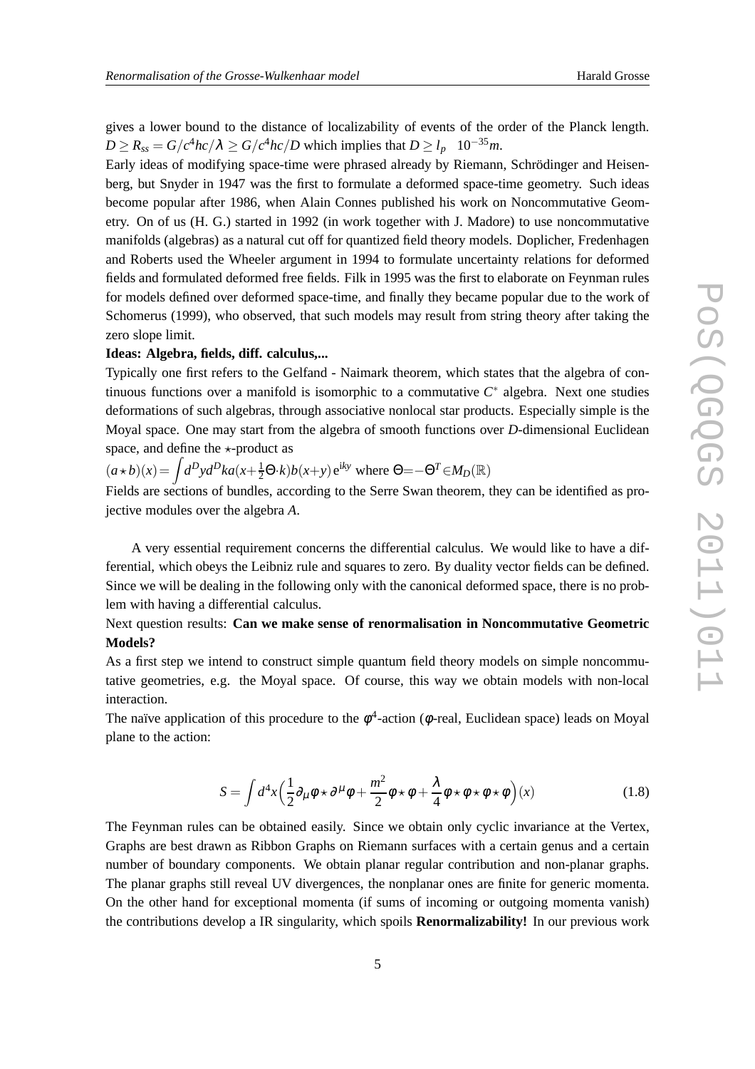gives a lower bound to the distance of localizability of events of the order of the Planck length. $D \geq R_{ss} = G/c^4 hc/\lambda \geq G/c^4 hc/D$ which implies that $D \geq l_p \quad 10^{-35}m$.

Early ideas of modifying space-time were phrased already by Riemann, Schrödinger and Heisenberg, but Snyder in 1947 was the first to formulate a deformed space-time geometry. Such ideas become popular after 1986, when Alain Connes published his work on Noncommutative Geometry. On of us (H. G.) started in 1992 (in work together with J. Madore) to use noncommutative manifolds (algebras) as a natural cut off for quantized field theory models. Doplicher, Fredenhagen and Roberts used the Wheeler argument in 1994 to formulate uncertainty relations for deformed fields and formulated deformed free fields. Filk in 1995 was the first to elaborate on Feynman rules for models defined over deformed space-time, and finally they became popular due to the work of Schomerus (1999), who observed, that such models may result from string theory after taking the zero slope limit.

**Ideas: Algebra, fields, diff. calculus,...**

Typically one first refers to the Gelfand - Naimark theorem, which states that the algebra of continuous functions over a manifold is isomorphic to a commutative $C^*$ algebra. Next one studies deformations of such algebras, through associative nonlocal star products. Especially simple is the Moyal space. One may start from the algebra of smooth functions over $D$-dimensional Euclidean space, and define the $\star$-product as

$(a \star b)(x) = \int d^D y d^D k a(x + \frac{1}{2}\Theta \cdot k) b(x+y) \, e^{iky}$ where $\Theta = -\Theta^T \in M_D(\mathbb{R})$

Fields are sections of bundles, according to the Serre Swan theorem, they can be identified as projective modules over the algebra $A$.

A very essential requirement concerns the differential calculus. We would like to have a differential, which obeys the Leibniz rule and squares to zero. By duality vector fields can be defined. Since we will be dealing in the following only with the canonical deformed space, there is no problem with having a differential calculus.

Next question results: **Can we make sense of renormalisation in Noncommutative Geometric Models?**

As a first step we intend to construct simple quantum field theory models on simple noncommutative geometries, e.g. the Moyal space. Of course, this way we obtain models with non-local interaction.

The naïve application of this procedure to the $\phi^4$-action ($\phi$-real, Euclidean space) leads on Moyal plane to the action:

$$S = \int d^4x \Big( \frac{1}{2} \partial_\mu \phi \star \partial^\mu \phi + \frac{m^2}{2} \phi \star \phi + \frac{\lambda}{4} \phi \star \phi \star \phi \star \phi \Big)(x) \tag{1.8}$$

The Feynman rules can be obtained easily. Since we obtain only cyclic invariance at the Vertex, Graphs are best drawn as Ribbon Graphs on Riemann surfaces with a certain genus and a certain number of boundary components. We obtain planar regular contribution and non-planar graphs. The planar graphs still reveal UV divergences, the nonplanar ones are finite for generic momenta. On the other hand for exceptional momenta (if sums of incoming or outgoing momenta vanish) the contributions develop a IR singularity, which spoils **Renormalizability!** In our previous work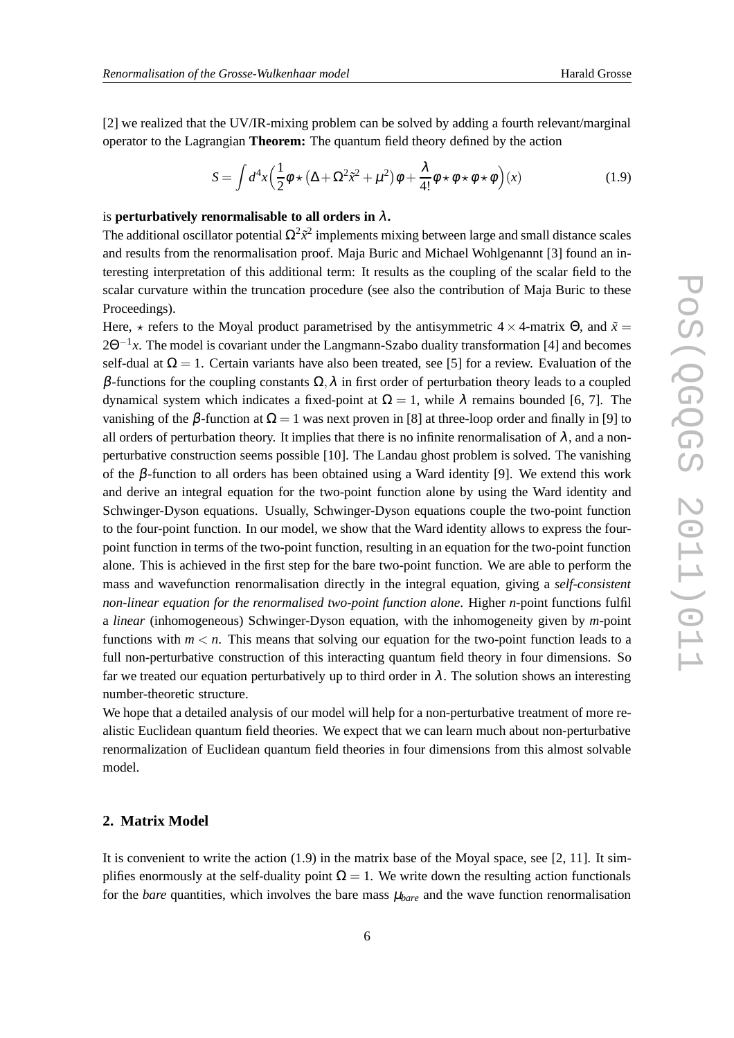[2] we realized that the UV/IR-mixing problem can be solved by adding a fourth relevant/marginal operator to the Lagrangian **Theorem:** The quantum field theory defined by the action

$$S = \int d^4x \Big( \frac{1}{2} \phi \star \big( \Delta + \Omega^2 \tilde{x}^2 + \mu^2 \big) \phi + \frac{\lambda}{4!} \phi \star \phi \star \phi \star \phi \Big)(x) \tag{1.9}$$

is **perturbatively renormalisable to all orders in $\lambda$.**

The additional oscillator potential $\Omega^2 \tilde{x}^2$ implements mixing between large and small distance scales and results from the renormalisation proof. Maja Buric and Michael Wohlgenannt [3] found an interesting interpretation of this additional term: It results as the coupling of the scalar field to the scalar curvature within the truncation procedure (see also the contribution of Maja Buric to these Proceedings).

Here, $\star$ refers to the Moyal product parametrised by the antisymmetric $4 \times 4$-matrix $\Theta$, and $\tilde{x} = 2\Theta^{-1}x$. The model is covariant under the Langmann-Szabo duality transformation [4] and becomes self-dual at $\Omega = 1$. Certain variants have also been treated, see [5] for a review. Evaluation of the $\beta$-functions for the coupling constants $\Omega, \lambda$ in first order of perturbation theory leads to a coupled dynamical system which indicates a fixed-point at $\Omega = 1$, while $\lambda$ remains bounded [6, 7]. The vanishing of the $\beta$-function at $\Omega = 1$ was next proven in [8] at three-loop order and finally in [9] to all orders of perturbation theory. It implies that there is no infinite renormalisation of $\lambda$, and a non-perturbative construction seems possible [10]. The Landau ghost problem is solved. The vanishing of the $\beta$-function to all orders has been obtained using a Ward identity [9]. We extend this work and derive an integral equation for the two-point function alone by using the Ward identity and Schwinger-Dyson equations. Usually, Schwinger-Dyson equations couple the two-point function to the four-point function. In our model, we show that the Ward identity allows to express the four-point function in terms of the two-point function, resulting in an equation for the two-point function alone. This is achieved in the first step for the bare two-point function. We are able to perform the mass and wavefunction renormalisation directly in the integral equation, giving a *self-consistent non-linear equation for the renormalised two-point function alone*. Higher $n$-point functions fulfil a *linear* (inhomogeneous) Schwinger-Dyson equation, with the inhomogeneity given by $m$-point functions with $m < n$. This means that solving our equation for the two-point function leads to a full non-perturbative construction of this interacting quantum field theory in four dimensions. So far we treated our equation perturbatively up to third order in $\lambda$. The solution shows an interesting number-theoretic structure.

We hope that a detailed analysis of our model will help for a non-perturbative treatment of more realistic Euclidean quantum field theories. We expect that we can learn much about non-perturbative renormalization of Euclidean quantum field theories in four dimensions from this almost solvable model.

## 2. Matrix Model

It is convenient to write the action (1.9) in the matrix base of the Moyal space, see [2, 11]. It simplifies enormously at the self-duality point $\Omega = 1$. We write down the resulting action functionals for the *bare* quantities, which involves the bare mass $\mu_{bare}$ and the wave function renormalisation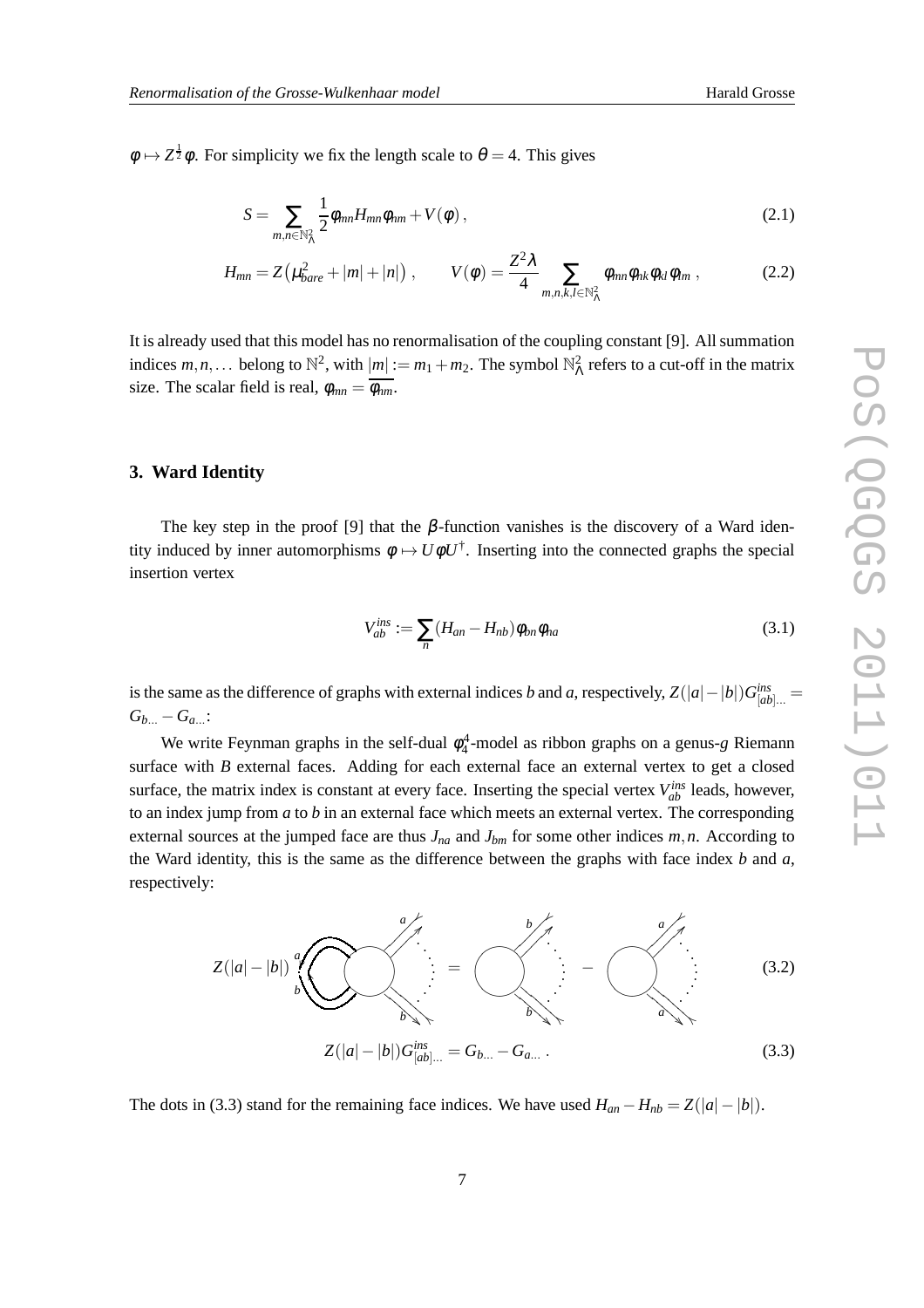$\phi \mapsto Z^{\frac{1}{2}}\phi$. For simplicity we fix the length scale to $\theta = 4$. This gives

$$S = \sum_{m,n\in\mathbb{N}^2_\Lambda} \frac{1}{2}\phi_{mn}H_{mn}\phi_{nm} + V(\phi)\,, \tag{2.1}$$

$$H_{mn} = Z\big(\mu^2_{bare} + |m| + |n|\big)\,, \qquad V(\phi) = \frac{Z^2\lambda}{4}\sum_{m,n,k,l\in\mathbb{N}^2_\Lambda} \phi_{mn}\phi_{nk}\phi_{kl}\phi_{lm}\,, \tag{2.2}$$

It is already used that this model has no renormalisation of the coupling constant [9]. All summation indices $m,n,\dots$ belong to $\mathbb{N}^2$, with $|m| := m_1 + m_2$. The symbol $\mathbb{N}^2_\Lambda$ refers to a cut-off in the matrix size. The scalar field is real, $\phi_{mn} = \overline{\phi_{nm}}$.

## 3. Ward Identity

The key step in the proof [9] that the $\beta$-function vanishes is the discovery of a Ward identity induced by inner automorphisms $\phi \mapsto U\phi U^\dagger$. Inserting into the connected graphs the special insertion vertex

$$V^{ins}_{ab} := \sum_n (H_{an} - H_{nb})\phi_{bn}\phi_{na} \tag{3.1}$$

is the same as the difference of graphs with external indices $b$ and $a$, respectively, $Z(|a|-|b|)G^{ins}_{[ab]\dots} = G_{b\dots} - G_{a\dots}$:

We write Feynman graphs in the self-dual $\phi^4_4$-model as ribbon graphs on a genus-$g$ Riemann surface with $B$ external faces. Adding for each external face an external vertex to get a closed surface, the matrix index is constant at every face. Inserting the special vertex $V^{ins}_{ab}$ leads, however, to an index jump from $a$ to $b$ in an external face which meets an external vertex. The corresponding external sources at the jumped face are thus $J_{na}$ and $J_{bm}$ for some other indices $m,n$. According to the Ward identity, this is the same as the difference between the graphs with face index $b$ and $a$, respectively:

$$Z(|a|-|b|)\,[\text{graph with insertion}] = [\text{graph with face index } b] - [\text{graph with face index } a] \tag{3.2}$$

$$Z(|a|-|b|)G^{ins}_{[ab]\dots} = G_{b\dots} - G_{a\dots}\,. \tag{3.3}$$

The dots in (3.3) stand for the remaining face indices. We have used $H_{an} - H_{nb} = Z(|a|-|b|)$.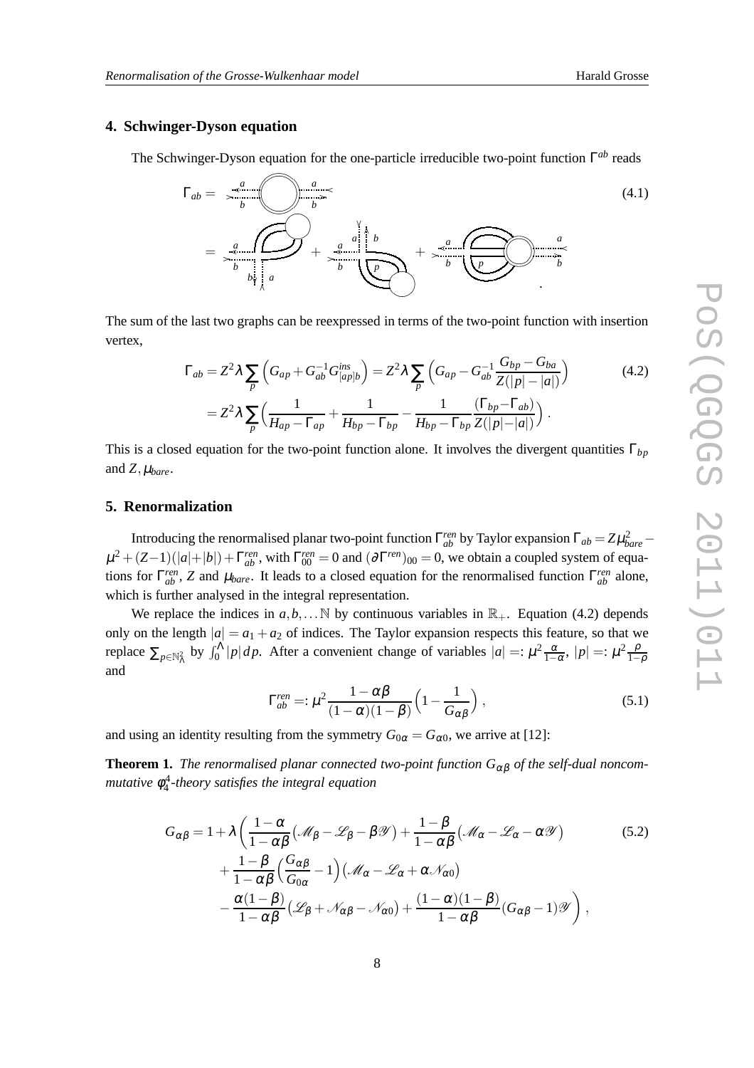## 4. Schwinger-Dyson equation

The Schwinger-Dyson equation for the one-particle irreducible two-point function $\Gamma^{ab}$ reads

$$\Gamma_{ab} = \quad \text{(4.1)}$$

$$= \quad + \quad + \quad .$$

The sum of the last two graphs can be reexpressed in terms of the two-point function with insertion vertex,

$$\begin{aligned}
\Gamma_{ab} &= Z^2\lambda \sum_p \Big( G_{ap} + G_{ab}^{-1} G^{ins}_{[ap]b} \Big) = Z^2\lambda \sum_p \Big( G_{ap} - G_{ab}^{-1} \frac{G_{bp} - G_{ba}}{Z(|p|-|a|)} \Big) \\
&= Z^2\lambda \sum_p \Big( \frac{1}{H_{ap} - \Gamma_{ap}} + \frac{1}{H_{bp} - \Gamma_{bp}} - \frac{1}{H_{bp} - \Gamma_{bp}} \frac{(\Gamma_{bp} - \Gamma_{ab})}{Z(|p|-|a|)} \Big) .
\end{aligned} \tag{4.2}$$

This is a closed equation for the two-point function alone. It involves the divergent quantities $\Gamma_{bp}$ and $Z, \mu_{bare}$.

## 5. Renormalization

Introducing the renormalised planar two-point function $\Gamma^{ren}_{ab}$ by Taylor expansion $\Gamma_{ab} = Z\mu^2_{bare} - \mu^2 + (Z-1)(|a|+|b|) + \Gamma^{ren}_{ab}$, with $\Gamma^{ren}_{00} = 0$ and $(\partial\Gamma^{ren})_{00} = 0$, we obtain a coupled system of equations for $\Gamma^{ren}_{ab}$, $Z$ and $\mu_{bare}$. It leads to a closed equation for the renormalised function $\Gamma^{ren}_{ab}$ alone, which is further analysed in the integral representation.

We replace the indices in $a, b, \ldots \mathbb{N}$ by continuous variables in $\mathbb{R}_+$. Equation (4.2) depends only on the length $|a| = a_1 + a_2$ of indices. The Taylor expansion respects this feature, so that we replace $\sum_{p\in\mathbb{N}^2_\Lambda}$ by $\int_0^\Lambda |p|\,dp$. After a convenient change of variables $|a| =: \mu^2 \frac{\alpha}{1-\alpha}$, $|p| =: \mu^2 \frac{\rho}{1-\rho}$ and

$$\Gamma^{ren}_{ab} =: \mu^2 \frac{1-\alpha\beta}{(1-\alpha)(1-\beta)} \Big( 1 - \frac{1}{G_{\alpha\beta}} \Big) , \tag{5.1}$$

and using an identity resulting from the symmetry $G_{0\alpha} = G_{\alpha 0}$, we arrive at [12]:

**Theorem 1.** *The renormalised planar connected two-point function $G_{\alpha\beta}$ of the self-dual noncommutative $\phi^4_4$-theory satisfies the integral equation*

$$\begin{aligned}
G_{\alpha\beta} = 1 + \lambda \bigg( & \frac{1-\alpha}{1-\alpha\beta} \big( \mathscr{M}_\beta - \mathscr{L}_\beta - \beta\mathscr{Y} \big) + \frac{1-\beta}{1-\alpha\beta} \big( \mathscr{M}_\alpha - \mathscr{L}_\alpha - \alpha\mathscr{Y} \big) \\
& + \frac{1-\beta}{1-\alpha\beta} \Big( \frac{G_{\alpha\beta}}{G_{0\alpha}} - 1 \Big) \big( \mathscr{M}_\alpha - \mathscr{L}_\alpha + \alpha\mathscr{N}_{\alpha 0} \big) \\
& - \frac{\alpha(1-\beta)}{1-\alpha\beta} \big( \mathscr{L}_\beta + \mathscr{N}_{\alpha\beta} - \mathscr{N}_{\alpha 0} \big) + \frac{(1-\alpha)(1-\beta)}{1-\alpha\beta} (G_{\alpha\beta} - 1)\mathscr{Y} \bigg) ,
\end{aligned} \tag{5.2}$$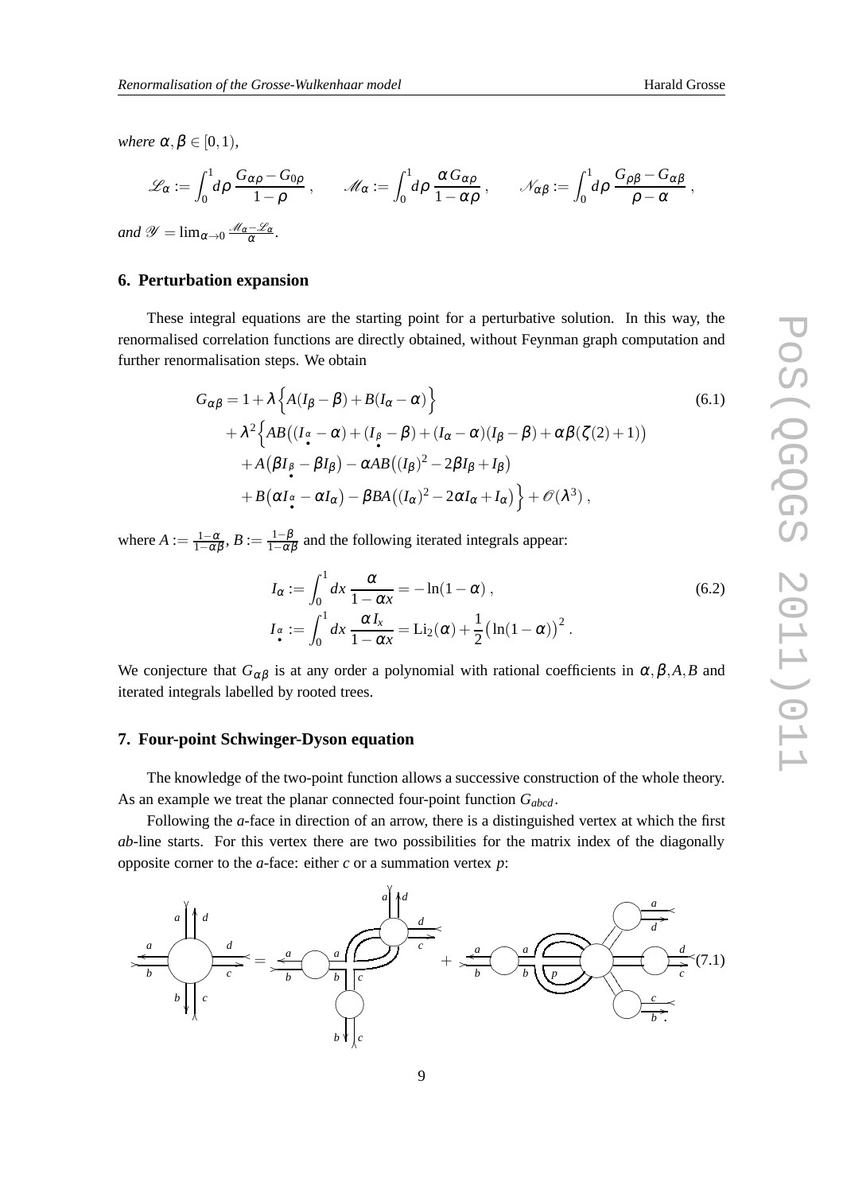*where* $\alpha, \beta \in [0,1)$,

$$\mathscr{L}_\alpha := \int_0^1 d\rho \, \frac{G_{\alpha\rho} - G_{0\rho}}{1-\rho} \,, \qquad \mathscr{M}_\alpha := \int_0^1 d\rho \, \frac{\alpha \, G_{\alpha\rho}}{1-\alpha\rho} \,, \qquad \mathscr{N}_{\alpha\beta} := \int_0^1 d\rho \, \frac{G_{\rho\beta} - G_{\alpha\beta}}{\rho - \alpha} \,,$$

*and* $\mathscr{Y} = \lim_{\alpha \to 0} \frac{\mathscr{M}_\alpha - \mathscr{L}_\alpha}{\alpha}$.

## 6. Perturbation expansion

These integral equations are the starting point for a perturbative solution. In this way, the renormalised correlation functions are directly obtained, without Feynman graph computation and further renormalisation steps. We obtain

$$\begin{aligned}
G_{\alpha\beta} = 1 &+ \lambda \Big\{ A(I_\beta - \beta) + B(I_\alpha - \alpha) \Big\} \\
&+ \lambda^2 \Big\{ AB\big( (I_{\underset{\bullet}{\alpha}} - \alpha) + (I_{\underset{\bullet}{\beta}} - \beta) + (I_\alpha - \alpha)(I_\beta - \beta) + \alpha\beta(\zeta(2)+1) \big) \\
&\quad + A\big(\beta I_{\underset{\bullet}{\beta}} - \beta I_\beta\big) - \alpha AB\big( (I_\beta)^2 - 2\beta I_\beta + I_\beta \big) \\
&\quad + B\big(\alpha I_{\underset{\bullet}{\alpha}} - \alpha I_\alpha\big) - \beta BA\big( (I_\alpha)^2 - 2\alpha I_\alpha + I_\alpha \big) \Big\} + \mathscr{O}(\lambda^3) \,,
\end{aligned} \tag{6.1}$$

where $A := \frac{1-\alpha}{1-\alpha\beta}$, $B := \frac{1-\beta}{1-\alpha\beta}$ and the following iterated integrals appear:

$$\begin{aligned}
I_\alpha &:= \int_0^1 dx \, \frac{\alpha}{1-\alpha x} = -\ln(1-\alpha) \,, \\
I_{\underset{\bullet}{\alpha}} &:= \int_0^1 dx \, \frac{\alpha \, I_x}{1-\alpha x} = \mathrm{Li}_2(\alpha) + \frac{1}{2}\big(\ln(1-\alpha)\big)^2 \,.
\end{aligned} \tag{6.2}$$

We conjecture that $G_{\alpha\beta}$ is at any order a polynomial with rational coefficients in $\alpha, \beta, A, B$ and iterated integrals labelled by rooted trees.

## 7. Four-point Schwinger-Dyson equation

The knowledge of the two-point function allows a successive construction of the whole theory. As an example we treat the planar connected four-point function $G_{abcd}$.

Following the *a*-face in direction of an arrow, there is a distinguished vertex at which the first *ab*-line starts. For this vertex there are two possibilities for the matrix index of the diagonally opposite corner to the *a*-face: either *c* or a summation vertex *p*:

(7.1)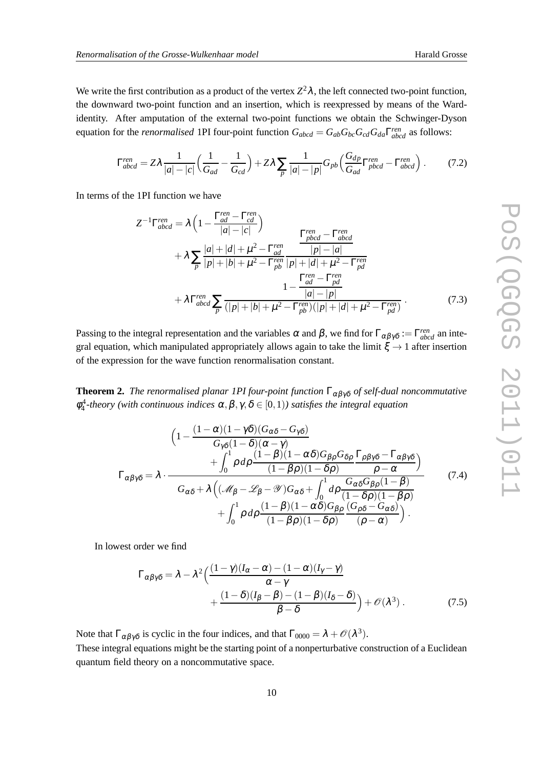We write the first contribution as a product of the vertex $Z^2\lambda$, the left connected two-point function, the downward two-point function and an insertion, which is reexpressed by means of the Ward-identity. After amputation of the external two-point functions we obtain the Schwinger-Dyson equation for the *renormalised* 1PI four-point function $G_{abcd} = G_{ab}G_{bc}G_{cd}G_{da}\Gamma^{ren}_{abcd}$ as follows:

$$\Gamma^{ren}_{abcd} = Z\lambda \frac{1}{|a|-|c|}\Big(\frac{1}{G_{ad}} - \frac{1}{G_{cd}}\Big) + Z\lambda \sum_p \frac{1}{|a|-|p|} G_{pb}\Big(\frac{G_{dp}}{G_{ad}}\Gamma^{ren}_{pbcd} - \Gamma^{ren}_{abcd}\Big)\,. \tag{7.2}$$

In terms of the 1PI function we have

$$\begin{aligned}
Z^{-1}\Gamma^{ren}_{abcd} &= \lambda\Big(1 - \frac{\Gamma^{ren}_{ad} - \Gamma^{ren}_{cd}}{|a|-|c|}\Big) \\
&\quad + \lambda \sum_p \frac{|a|+|d|+\mu^2 - \Gamma^{ren}_{ad}}{|p|+|b|+\mu^2 - \Gamma^{ren}_{pb}} \frac{\dfrac{\Gamma^{ren}_{pbcd} - \Gamma^{ren}_{abcd}}{|p|-|a|}}{|p|+|d|+\mu^2 - \Gamma^{ren}_{pd}} \\
&\quad + \lambda \Gamma^{ren}_{abcd} \sum_p \frac{1 - \dfrac{\Gamma^{ren}_{ad} - \Gamma^{ren}_{pd}}{|a|-|p|}}{(|p|+|b|+\mu^2 - \Gamma^{ren}_{pb})(|p|+|d|+\mu^2 - \Gamma^{ren}_{pd})}\,.
\end{aligned} \tag{7.3}$$

Passing to the integral representation and the variables $\alpha$ and $\beta$, we find for $\Gamma_{\alpha\beta\gamma\delta} := \Gamma^{ren}_{abcd}$ an integral equation, which manipulated appropriately allows again to take the limit $\xi \to 1$ after insertion of the expression for the wave function renormalisation constant.

**Theorem 2.** *The renormalised planar 1PI four-point function $\Gamma_{\alpha\beta\gamma\delta}$ of self-dual noncommutative $\phi^4_4$-theory (with continuous indices $\alpha, \beta, \gamma, \delta \in [0,1)$) satisfies the integral equation*

$$\Gamma_{\alpha\beta\gamma\delta} = \lambda \cdot \frac{\begin{aligned}&\Big(1 - \frac{(1-\alpha)(1-\gamma\delta)(G_{\alpha\delta} - G_{\gamma\delta})}{G_{\gamma\delta}(1-\delta)(\alpha-\gamma)} \\ &\qquad + \int_0^1 \rho\, d\rho \frac{(1-\beta)(1-\alpha\delta)G_{\beta\rho}G_{\delta\rho}}{(1-\beta\rho)(1-\delta\rho)} \frac{\Gamma_{\rho\beta\gamma\delta} - \Gamma_{\alpha\beta\gamma\delta}}{\rho - \alpha}\Big)\end{aligned}}{\begin{aligned}&G_{\alpha\delta} + \lambda\Big((\mathscr{M}_\beta - \mathscr{L}_\beta - \mathscr{Y})G_{\alpha\delta} + \int_0^1 d\rho \frac{G_{\alpha\delta}G_{\beta\rho}(1-\beta)}{(1-\delta\rho)(1-\beta\rho)} \\ &\qquad + \int_0^1 \rho\, d\rho \frac{(1-\beta)(1-\alpha\delta)G_{\beta\rho}}{(1-\beta\rho)(1-\delta\rho)} \frac{(G_{\rho\delta} - G_{\alpha\delta})}{(\rho-\alpha)}\Big)\,.\end{aligned}} \tag{7.4}$$

In lowest order we find

$$\begin{aligned}
\Gamma_{\alpha\beta\gamma\delta} = \lambda - \lambda^2\Big(&\frac{(1-\gamma)(I_\alpha - \alpha) - (1-\alpha)(I_\gamma - \gamma)}{\alpha - \gamma} \\
&+ \frac{(1-\delta)(I_\beta - \beta) - (1-\beta)(I_\delta - \delta)}{\beta - \delta}\Big) + \mathscr{O}(\lambda^3)\,.
\end{aligned} \tag{7.5}$$

Note that $\Gamma_{\alpha\beta\gamma\delta}$ is cyclic in the four indices, and that $\Gamma_{0000} = \lambda + \mathscr{O}(\lambda^3)$.
These integral equations might be the starting point of a nonperturbative construction of a Euclidean quantum field theory on a noncommutative space.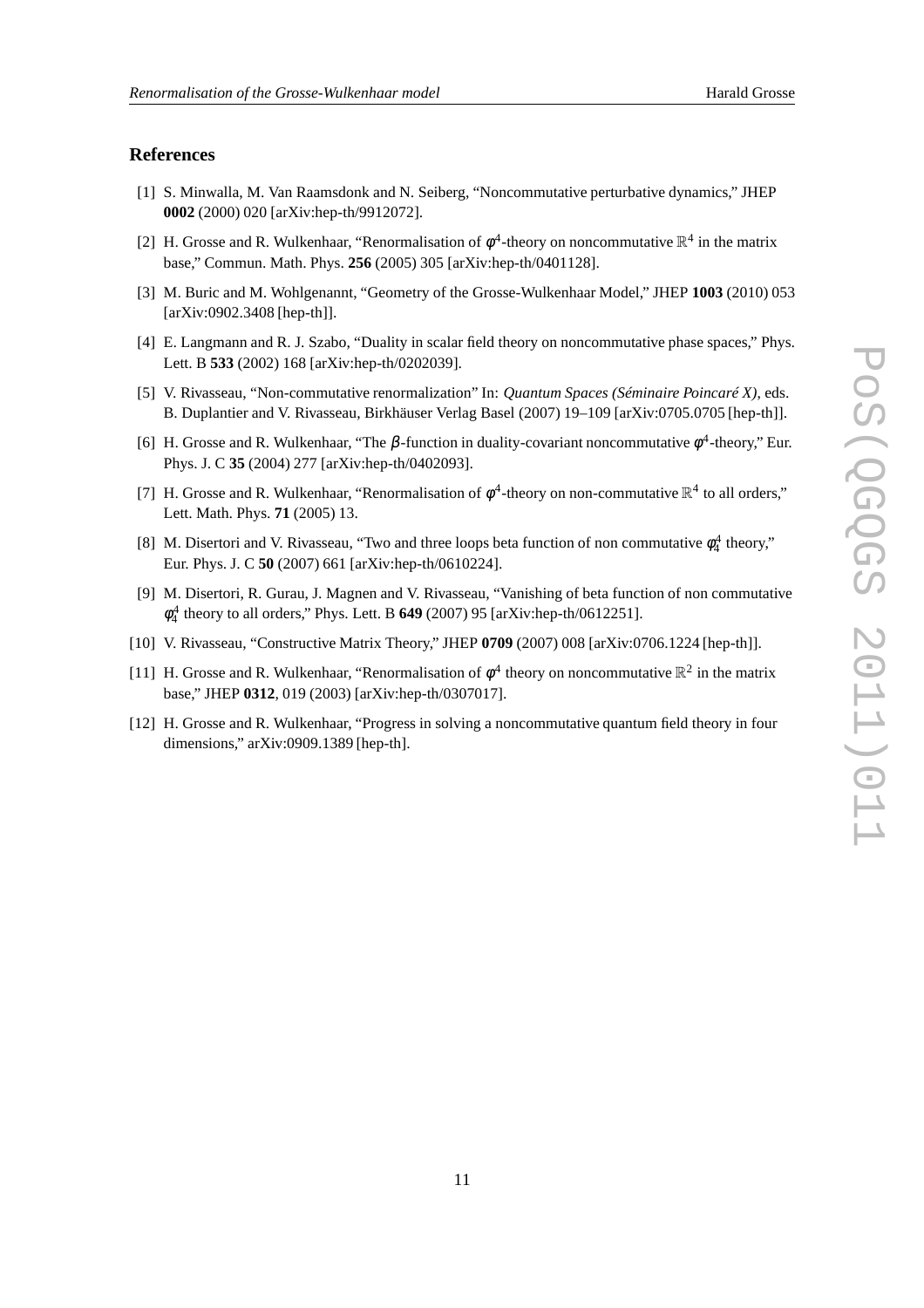## References

[1] S. Minwalla, M. Van Raamsdonk and N. Seiberg, "Noncommutative perturbative dynamics," JHEP **0002** (2000) 020 [arXiv:hep-th/9912072].

[2] H. Grosse and R. Wulkenhaar, "Renormalisation of $\phi^4$-theory on noncommutative $\mathbb{R}^4$ in the matrix base," Commun. Math. Phys. **256** (2005) 305 [arXiv:hep-th/0401128].

[3] M. Buric and M. Wohlgenannt, "Geometry of the Grosse-Wulkenhaar Model," JHEP **1003** (2010) 053 [arXiv:0902.3408 [hep-th]].

[4] E. Langmann and R. J. Szabo, "Duality in scalar field theory on noncommutative phase spaces," Phys. Lett. B **533** (2002) 168 [arXiv:hep-th/0202039].

[5] V. Rivasseau, "Non-commutative renormalization" In: *Quantum Spaces (Séminaire Poincaré X)*, eds. B. Duplantier and V. Rivasseau, Birkhäuser Verlag Basel (2007) 19–109 [arXiv:0705.0705 [hep-th]].

[6] H. Grosse and R. Wulkenhaar, "The $\beta$-function in duality-covariant noncommutative $\phi^4$-theory," Eur. Phys. J. C **35** (2004) 277 [arXiv:hep-th/0402093].

[7] H. Grosse and R. Wulkenhaar, "Renormalisation of $\phi^4$-theory on non-commutative $\mathbb{R}^4$ to all orders," Lett. Math. Phys. **71** (2005) 13.

[8] M. Disertori and V. Rivasseau, "Two and three loops beta function of non commutative $\phi^4_4$ theory," Eur. Phys. J. C **50** (2007) 661 [arXiv:hep-th/0610224].

[9] M. Disertori, R. Gurau, J. Magnen and V. Rivasseau, "Vanishing of beta function of non commutative $\phi^4_4$ theory to all orders," Phys. Lett. B **649** (2007) 95 [arXiv:hep-th/0612251].

[10] V. Rivasseau, "Constructive Matrix Theory," JHEP **0709** (2007) 008 [arXiv:0706.1224 [hep-th]].

[11] H. Grosse and R. Wulkenhaar, "Renormalisation of $\phi^4$ theory on noncommutative $\mathbb{R}^2$ in the matrix base," JHEP **0312**, 019 (2003) [arXiv:hep-th/0307017].

[12] H. Grosse and R. Wulkenhaar, "Progress in solving a noncommutative quantum field theory in four dimensions," arXiv:0909.1389 [hep-th].